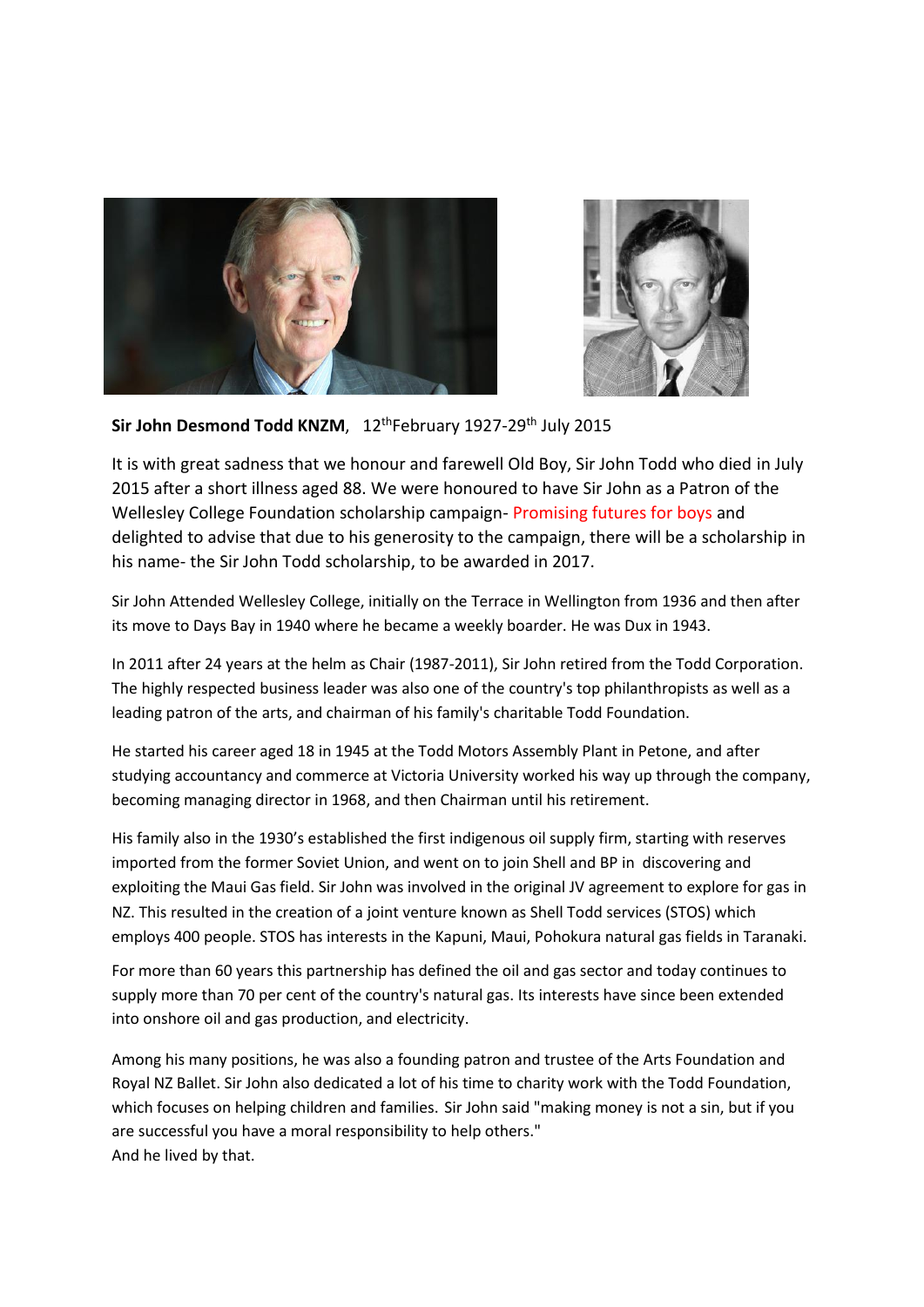**Sir John Desmond Todd KNZM**, 12thFebruary 1927-29th July 2015

It is with great sadness that we honour and farewell Old Boy, Sir John Todd who died in July 2015 after a short illness aged 88. We were honoured to have Sir John as a Patron of the Wellesley College Foundation scholarship campaign- Promising futures for boys and delighted to advise that due to his generosity to the campaign, there will be a scholarship in his name- the Sir John Todd scholarship, to be awarded in 2017.

Sir John Attended Wellesley College, initially on the Terrace in Wellington from 1936 and then after its move to Days Bay in 1940 where he became a weekly boarder. He was Dux in 1943.

In 2011 after 24 years at the helm as Chair (1987-2011), Sir John retired from the Todd Corporation. The highly respected business leader was also one of the country's top philanthropists as well as a leading patron of the arts, and chairman of his family's charitable Todd Foundation.

He started his career aged 18 in 1945 at the Todd Motors Assembly Plant in Petone, and after studying accountancy and commerce at Victoria University worked his way up through the company, becoming managing director in 1968, and then Chairman until his retirement.

His family also in the 1930's established the first indigenous oil supply firm, starting with reserves imported from the former Soviet Union, and went on to join Shell and BP in discovering and exploiting the Maui Gas field. Sir John was involved in the original JV agreement to explore for gas in NZ. This resulted in the creation of a joint venture known as Shell Todd services (STOS) which employs 400 people. STOS has interests in the Kapuni, Maui, Pohokura natural gas fields in Taranaki.

For more than 60 years this partnership has defined the oil and gas sector and today continues to supply more than 70 per cent of the country's natural gas. Its interests have since been extended into onshore oil and gas production, and electricity.

Among his many positions, he was also a founding patron and trustee of the Arts Foundation and Royal NZ Ballet. Sir John also dedicated a lot of his time to charity work with the Todd Foundation, which focuses on helping children and families. Sir John said "making money is not a sin, but if you are successful you have a moral responsibility to help others."
And he lived by that.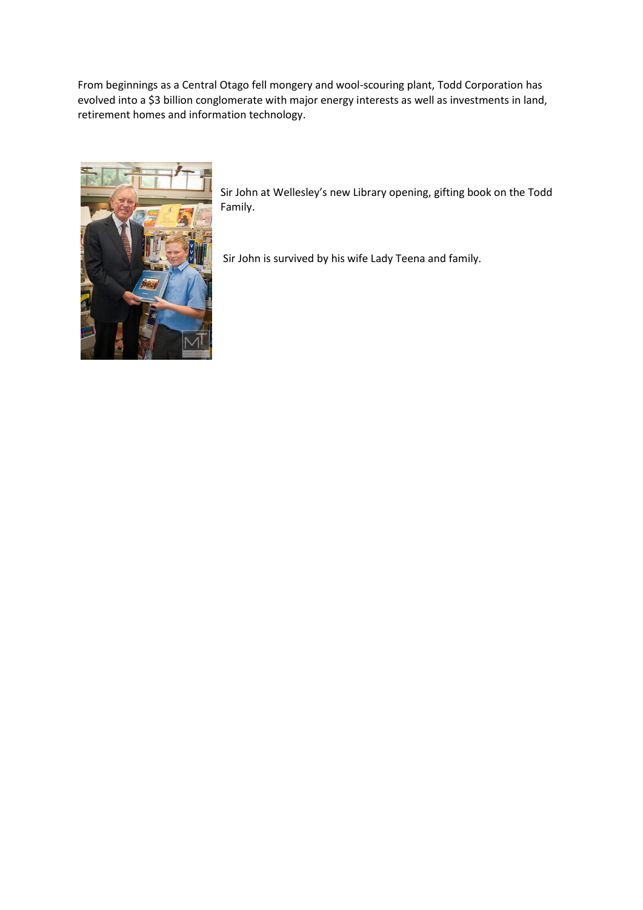From beginnings as a Central Otago fell mongery and wool-scouring plant, Todd Corporation has evolved into a $3 billion conglomerate with major energy interests as well as investments in land, retirement homes and information technology.

Sir John at Wellesley's new Library opening, gifting book on the Todd Family.

Sir John is survived by his wife Lady Teena and family.